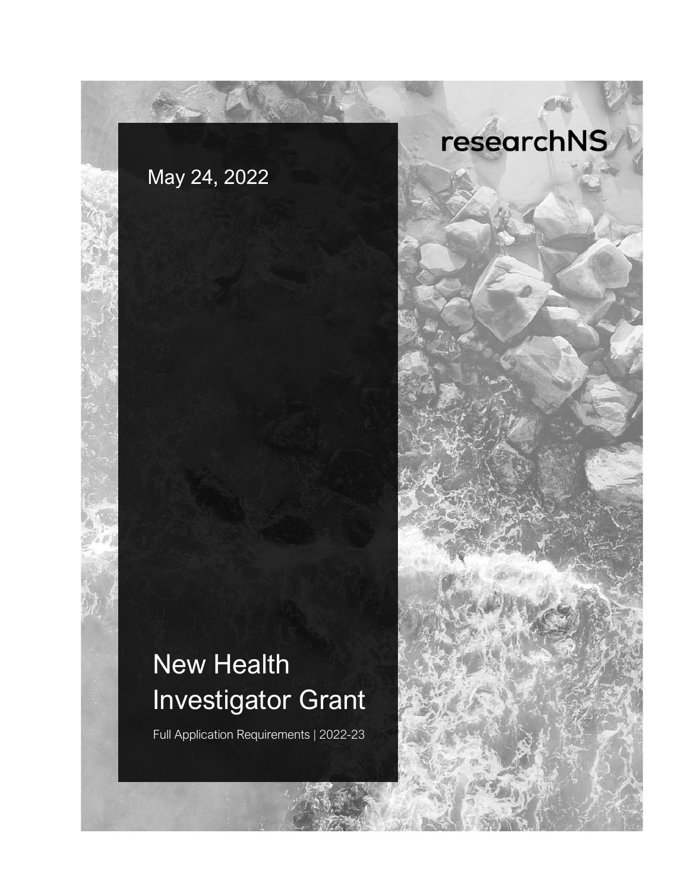researchNS

May 24, 2022

# New Health Investigator Grant

Full Application Requirements | 2022-23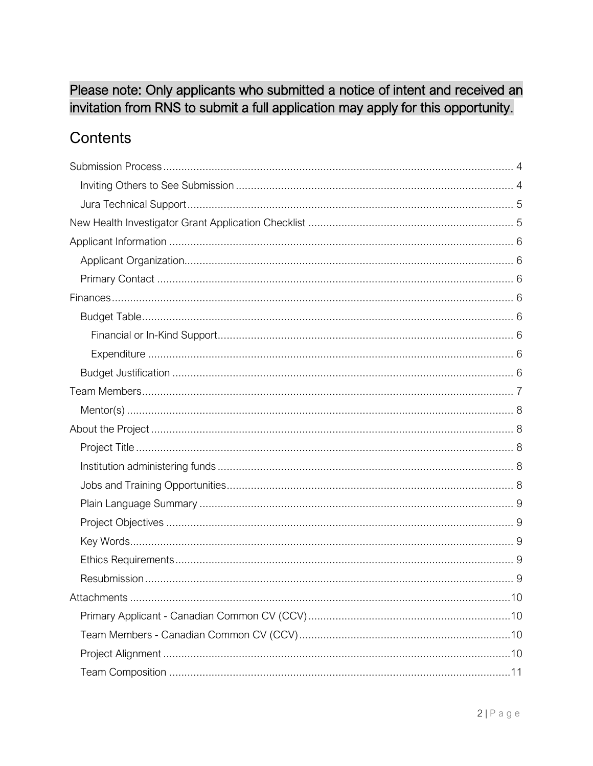**Please note: Only applicants who submitted a notice of intent and received an invitation from RNS to submit a full application may apply for this opportunity.**

# Contents

- Submission Process .... 4
  - Inviting Others to See Submission .... 4
  - Jura Technical Support .... 5
- New Health Investigator Grant Application Checklist .... 5
- Applicant Information .... 6
  - Applicant Organization .... 6
  - Primary Contact .... 6
- Finances .... 6
  - Budget Table .... 6
    - Financial or In-Kind Support .... 6
    - Expenditure .... 6
  - Budget Justification .... 6
- Team Members .... 7
  - Mentor(s) .... 8
- About the Project .... 8
  - Project Title .... 8
  - Institution administering funds .... 8
  - Jobs and Training Opportunities .... 8
  - Plain Language Summary .... 9
  - Project Objectives .... 9
  - Key Words .... 9
  - Ethics Requirements .... 9
  - Resubmission .... 9
- Attachments .... 10
  - Primary Applicant - Canadian Common CV (CCV) .... 10
  - Team Members - Canadian Common CV (CCV) .... 10
  - Project Alignment .... 10
  - Team Composition .... 11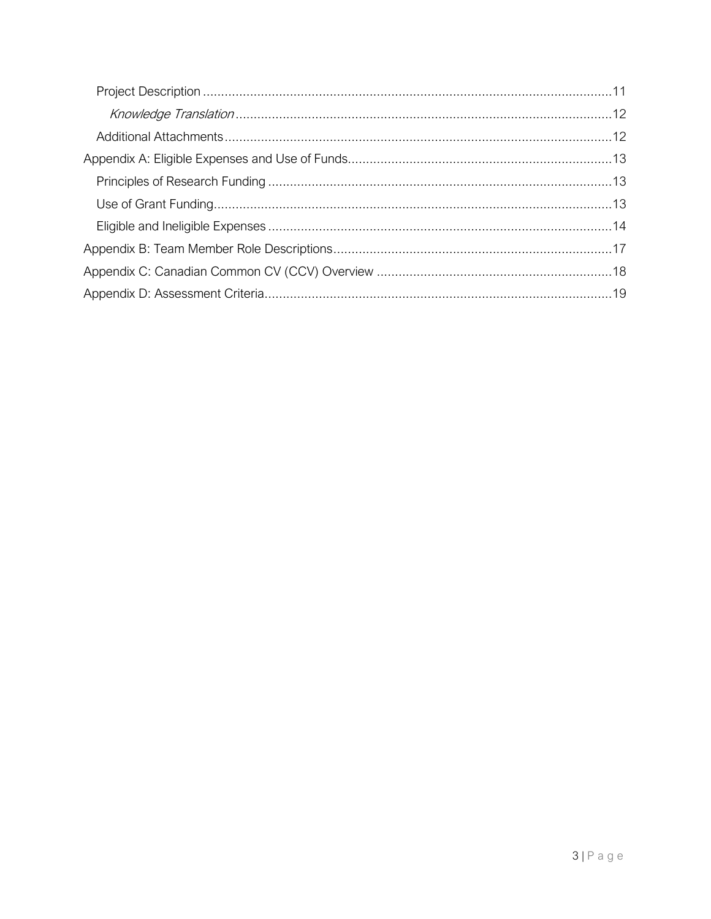Project Description ........................................................................................................11

*Knowledge Translation* ...............................................................................................12

Additional Attachments ..................................................................................................12

Appendix A: Eligible Expenses and Use of Funds.........................................................................13

Principles of Research Funding ......................................................................................13

Use of Grant Funding.....................................................................................................13

Eligible and Ineligible Expenses ......................................................................................14

Appendix B: Team Member Role Descriptions............................................................................17

Appendix C: Canadian Common CV (CCV) Overview ................................................................18

Appendix D: Assessment Criteria................................................................................................19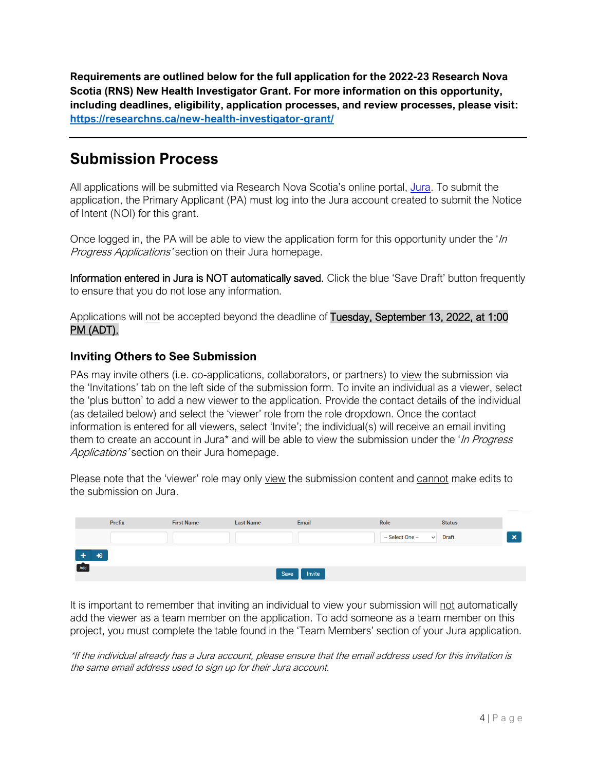**Requirements are outlined below for the full application for the 2022-23 Research Nova Scotia (RNS) New Health Investigator Grant. For more information on this opportunity, including deadlines, eligibility, application processes, and review processes, please visit: [https://researchns.ca/new-health-investigator-grant/](https://researchns.ca/new-health-investigator-grant/)**

---

# Submission Process

All applications will be submitted via Research Nova Scotia's online portal, [Jura](#). To submit the application, the Primary Applicant (PA) must log into the Jura account created to submit the Notice of Intent (NOI) for this grant.

Once logged in, the PA will be able to view the application form for this opportunity under the '*In Progress Applications*' section on their Jura homepage.

Information entered in Jura is NOT automatically saved. Click the blue 'Save Draft' button frequently to ensure that you do not lose any information.

Applications will not be accepted beyond the deadline of **Tuesday, September 13, 2022, at 1:00 PM (ADT).**

## Inviting Others to See Submission

PAs may invite others (i.e. co-applications, collaborators, or partners) to view the submission via the 'Invitations' tab on the left side of the submission form. To invite an individual as a viewer, select the 'plus button' to add a new viewer to the application. Provide the contact details of the individual (as detailed below) and select the 'viewer' role from the role dropdown. Once the contact information is entered for all viewers, select 'Invite'; the individual(s) will receive an email inviting them to create an account in Jura* and will be able to view the submission under the '*In Progress Applications*' section on their Jura homepage.

Please note that the 'viewer' role may only view the submission content and cannot make edits to the submission on Jura.

| Prefix | First Name | Last Name | Email | Role | Status |
|---|---|---|---|---|---|
| | | | | -- Select One -- | Draft |

Add | Save | Invite

It is important to remember that inviting an individual to view your submission will not automatically add the viewer as a team member on the application. To add someone as a team member on this project, you must complete the table found in the 'Team Members' section of your Jura application.

*\*If the individual already has a Jura account, please ensure that the email address used for this invitation is the same email address used to sign up for their Jura account.*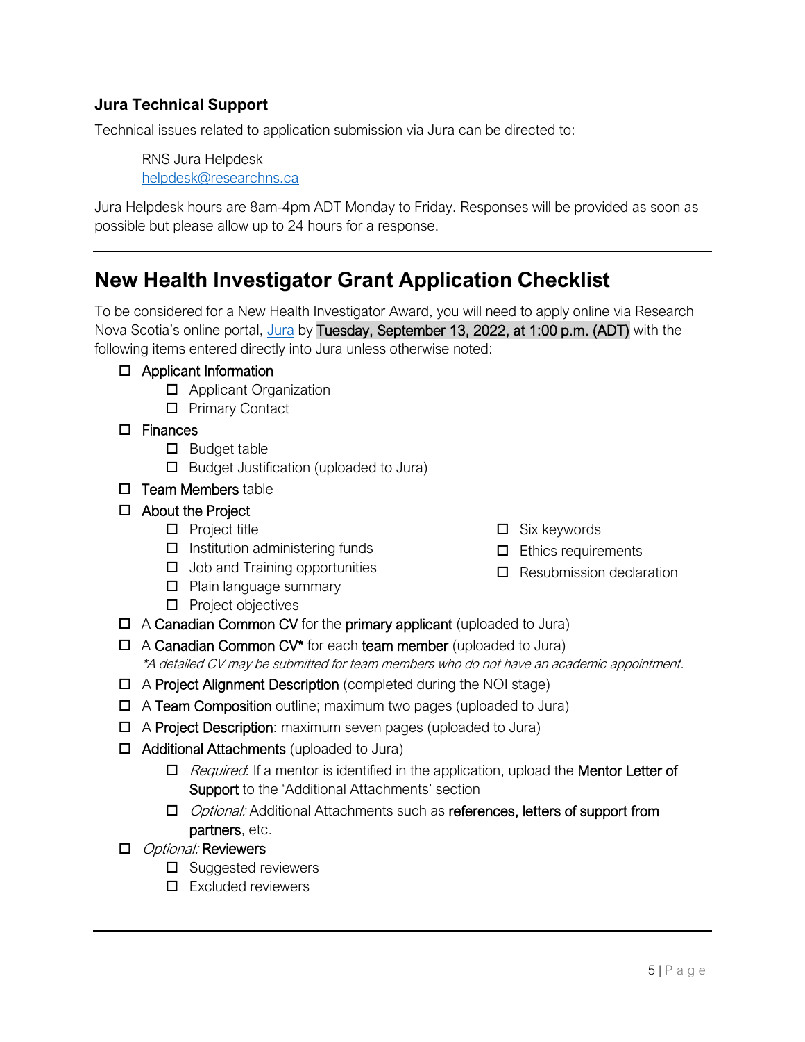### Jura Technical Support

Technical issues related to application submission via Jura can be directed to:

> RNS Jura Helpdesk
> helpdesk@researchns.ca

Jura Helpdesk hours are 8am-4pm ADT Monday to Friday. Responses will be provided as soon as possible but please allow up to 24 hours for a response.

---

## New Health Investigator Grant Application Checklist

To be considered for a New Health Investigator Award, you will need to apply online via Research Nova Scotia's online portal, Jura by **Tuesday, September 13, 2022, at 1:00 p.m. (ADT)** with the following items entered directly into Jura unless otherwise noted:

- ☐ Applicant Information
  - ☐ Applicant Organization
  - ☐ Primary Contact
- ☐ Finances
  - ☐ Budget table
  - ☐ Budget Justification (uploaded to Jura)
- ☐ Team Members table
- ☐ About the Project
  - ☐ Project title
  - ☐ Institution administering funds
  - ☐ Job and Training opportunities
  - ☐ Plain language summary
  - ☐ Project objectives
  - ☐ Six keywords
  - ☐ Ethics requirements
  - ☐ Resubmission declaration
- ☐ A Canadian Common CV for the primary applicant (uploaded to Jura)
- ☐ A Canadian Common CV* for each team member (uploaded to Jura)
  *\*A detailed CV may be submitted for team members who do not have an academic appointment.*
- ☐ A Project Alignment Description (completed during the NOI stage)
- ☐ A Team Composition outline; maximum two pages (uploaded to Jura)
- ☐ A Project Description: maximum seven pages (uploaded to Jura)
- ☐ Additional Attachments (uploaded to Jura)
  - ☐ *Required*: If a mentor is identified in the application, upload the Mentor Letter of Support to the 'Additional Attachments' section
  - ☐ *Optional:* Additional Attachments such as references, letters of support from partners, etc.
- ☐ *Optional:* Reviewers
  - ☐ Suggested reviewers
  - ☐ Excluded reviewers

---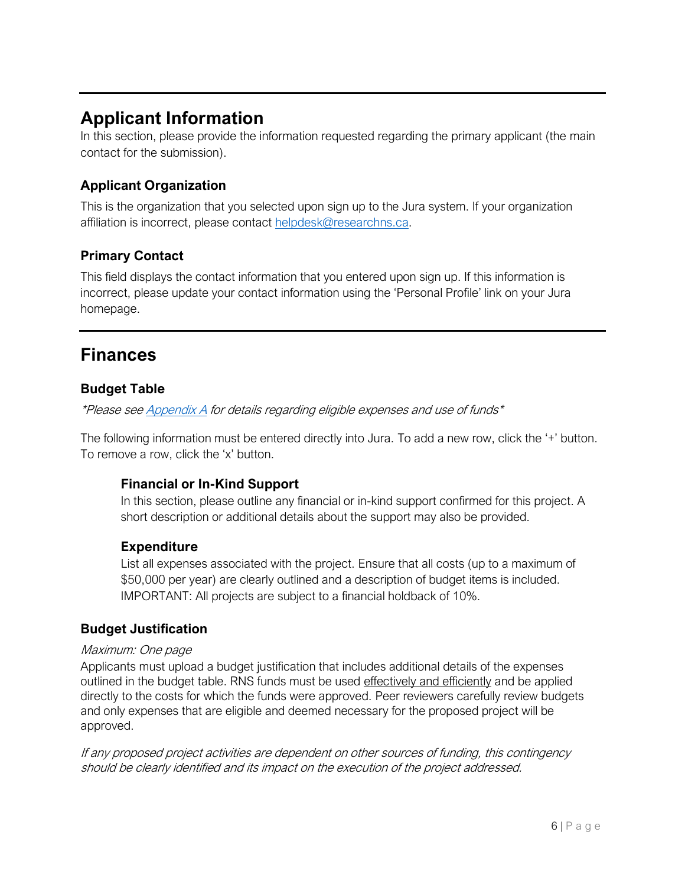## Applicant Information

In this section, please provide the information requested regarding the primary applicant (the main contact for the submission).

### Applicant Organization

This is the organization that you selected upon sign up to the Jura system. If your organization affiliation is incorrect, please contact helpdesk@researchns.ca.

### Primary Contact

This field displays the contact information that you entered upon sign up. If this information is incorrect, please update your contact information using the 'Personal Profile' link on your Jura homepage.

## Finances

### Budget Table

*\*Please see Appendix A for details regarding eligible expenses and use of funds\**

The following information must be entered directly into Jura. To add a new row, click the '+' button. To remove a row, click the 'x' button.

#### Financial or In-Kind Support

In this section, please outline any financial or in-kind support confirmed for this project. A short description or additional details about the support may also be provided.

#### Expenditure

List all expenses associated with the project. Ensure that all costs (up to a maximum of $50,000 per year) are clearly outlined and a description of budget items is included. IMPORTANT: All projects are subject to a financial holdback of 10%.

### Budget Justification

*Maximum: One page*

Applicants must upload a budget justification that includes additional details of the expenses outlined in the budget table. RNS funds must be used effectively and efficiently and be applied directly to the costs for which the funds were approved. Peer reviewers carefully review budgets and only expenses that are eligible and deemed necessary for the proposed project will be approved.

*If any proposed project activities are dependent on other sources of funding, this contingency should be clearly identified and its impact on the execution of the project addressed.*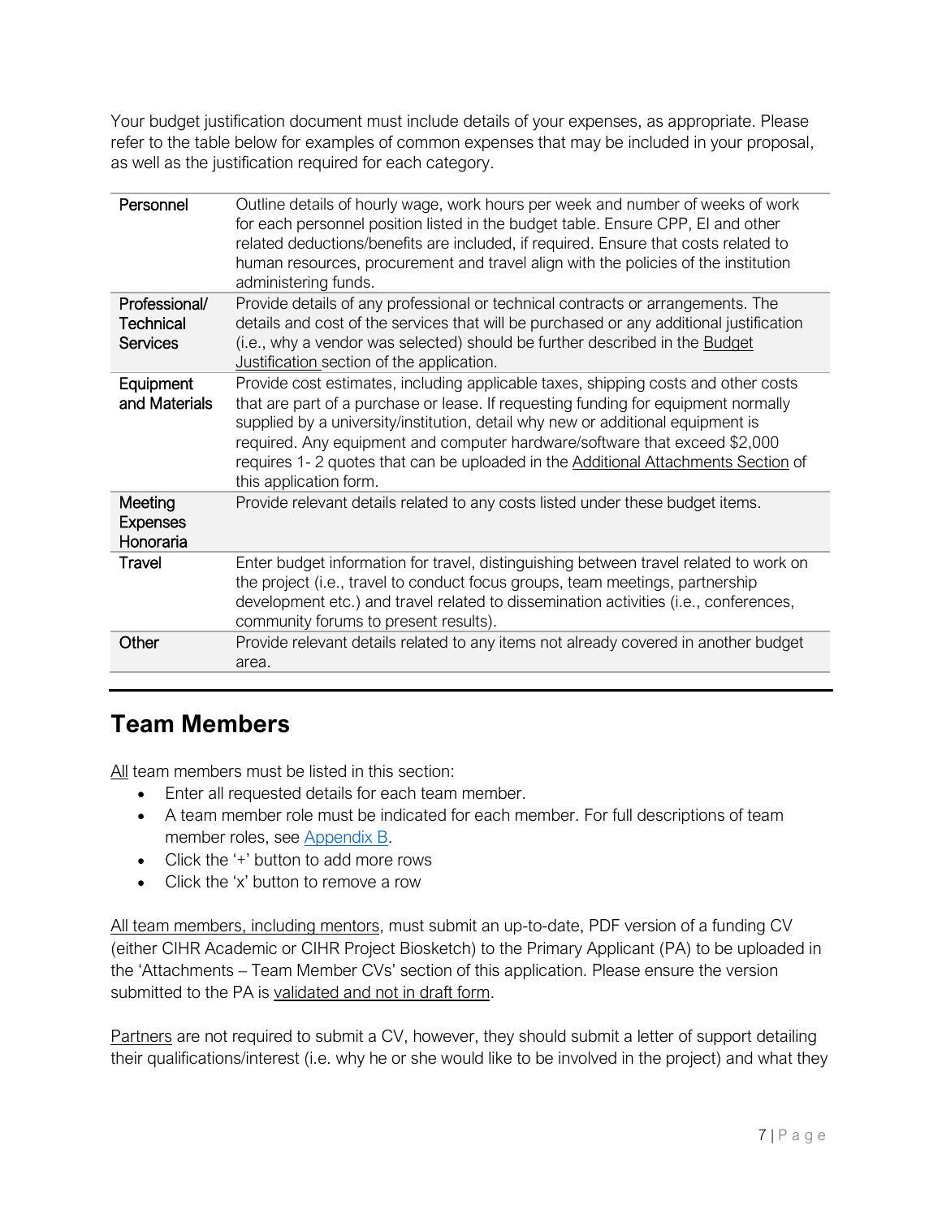Your budget justification document must include details of your expenses, as appropriate. Please refer to the table below for examples of common expenses that may be included in your proposal, as well as the justification required for each category.

| | |
|---|---|
| Personnel | Outline details of hourly wage, work hours per week and number of weeks of work for each personnel position listed in the budget table. Ensure CPP, EI and other related deductions/benefits are included, if required. Ensure that costs related to human resources, procurement and travel align with the policies of the institution administering funds. |
| Professional/ Technical Services | Provide details of any professional or technical contracts or arrangements. The details and cost of the services that will be purchased or any additional justification (i.e., why a vendor was selected) should be further described in the Budget Justification section of the application. |
| Equipment and Materials | Provide cost estimates, including applicable taxes, shipping costs and other costs that are part of a purchase or lease. If requesting funding for equipment normally supplied by a university/institution, detail why new or additional equipment is required. Any equipment and computer hardware/software that exceed $2,000 requires 1- 2 quotes that can be uploaded in the Additional Attachments Section of this application form. |
| Meeting Expenses Honoraria | Provide relevant details related to any costs listed under these budget items. |
| Travel | Enter budget information for travel, distinguishing between travel related to work on the project (i.e., travel to conduct focus groups, team meetings, partnership development etc.) and travel related to dissemination activities (i.e., conferences, community forums to present results). |
| Other | Provide relevant details related to any items not already covered in another budget area. |

## Team Members

All team members must be listed in this section:

- Enter all requested details for each team member.
- A team member role must be indicated for each member. For full descriptions of team member roles, see Appendix B.
- Click the '+' button to add more rows
- Click the 'x' button to remove a row

All team members, including mentors, must submit an up-to-date, PDF version of a funding CV (either CIHR Academic or CIHR Project Biosketch) to the Primary Applicant (PA) to be uploaded in the 'Attachments – Team Member CVs' section of this application. Please ensure the version submitted to the PA is validated and not in draft form.

Partners are not required to submit a CV, however, they should submit a letter of support detailing their qualifications/interest (i.e. why he or she would like to be involved in the project) and what they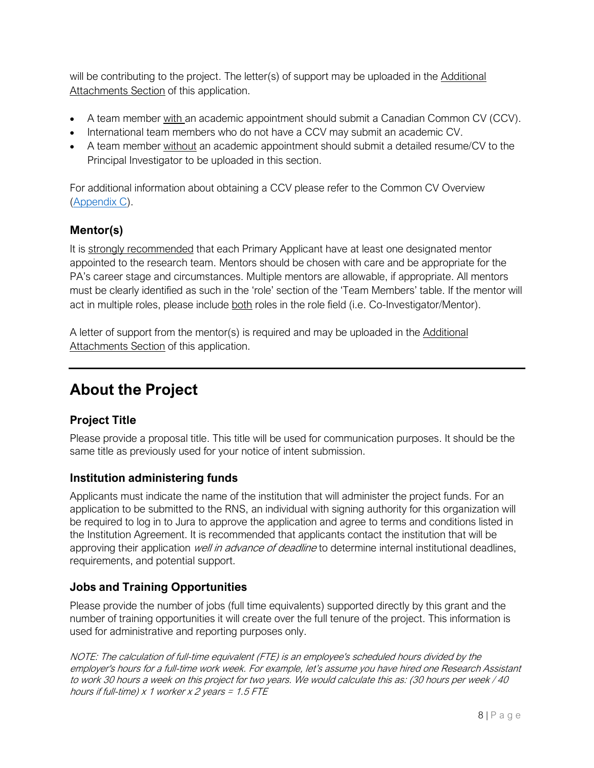will be contributing to the project. The letter(s) of support may be uploaded in the Additional Attachments Section of this application.

- A team member with an academic appointment should submit a Canadian Common CV (CCV).
- International team members who do not have a CCV may submit an academic CV.
- A team member without an academic appointment should submit a detailed resume/CV to the Principal Investigator to be uploaded in this section.

For additional information about obtaining a CCV please refer to the Common CV Overview (Appendix C).

### Mentor(s)

It is strongly recommended that each Primary Applicant have at least one designated mentor appointed to the research team. Mentors should be chosen with care and be appropriate for the PA's career stage and circumstances. Multiple mentors are allowable, if appropriate. All mentors must be clearly identified as such in the 'role' section of the 'Team Members' table. If the mentor will act in multiple roles, please include both roles in the role field (i.e. Co-Investigator/Mentor).

A letter of support from the mentor(s) is required and may be uploaded in the Additional Attachments Section of this application.

## About the Project

### Project Title

Please provide a proposal title. This title will be used for communication purposes. It should be the same title as previously used for your notice of intent submission.

### Institution administering funds

Applicants must indicate the name of the institution that will administer the project funds. For an application to be submitted to the RNS, an individual with signing authority for this organization will be required to log in to Jura to approve the application and agree to terms and conditions listed in the Institution Agreement. It is recommended that applicants contact the institution that will be approving their application *well in advance of deadline* to determine internal institutional deadlines, requirements, and potential support.

### Jobs and Training Opportunities

Please provide the number of jobs (full time equivalents) supported directly by this grant and the number of training opportunities it will create over the full tenure of the project. This information is used for administrative and reporting purposes only.

*NOTE: The calculation of full-time equivalent (FTE) is an employee's scheduled hours divided by the employer's hours for a full-time work week. For example, let's assume you have hired one Research Assistant to work 30 hours a week on this project for two years. We would calculate this as: (30 hours per week / 40 hours if full-time) x 1 worker x 2 years = 1.5 FTE*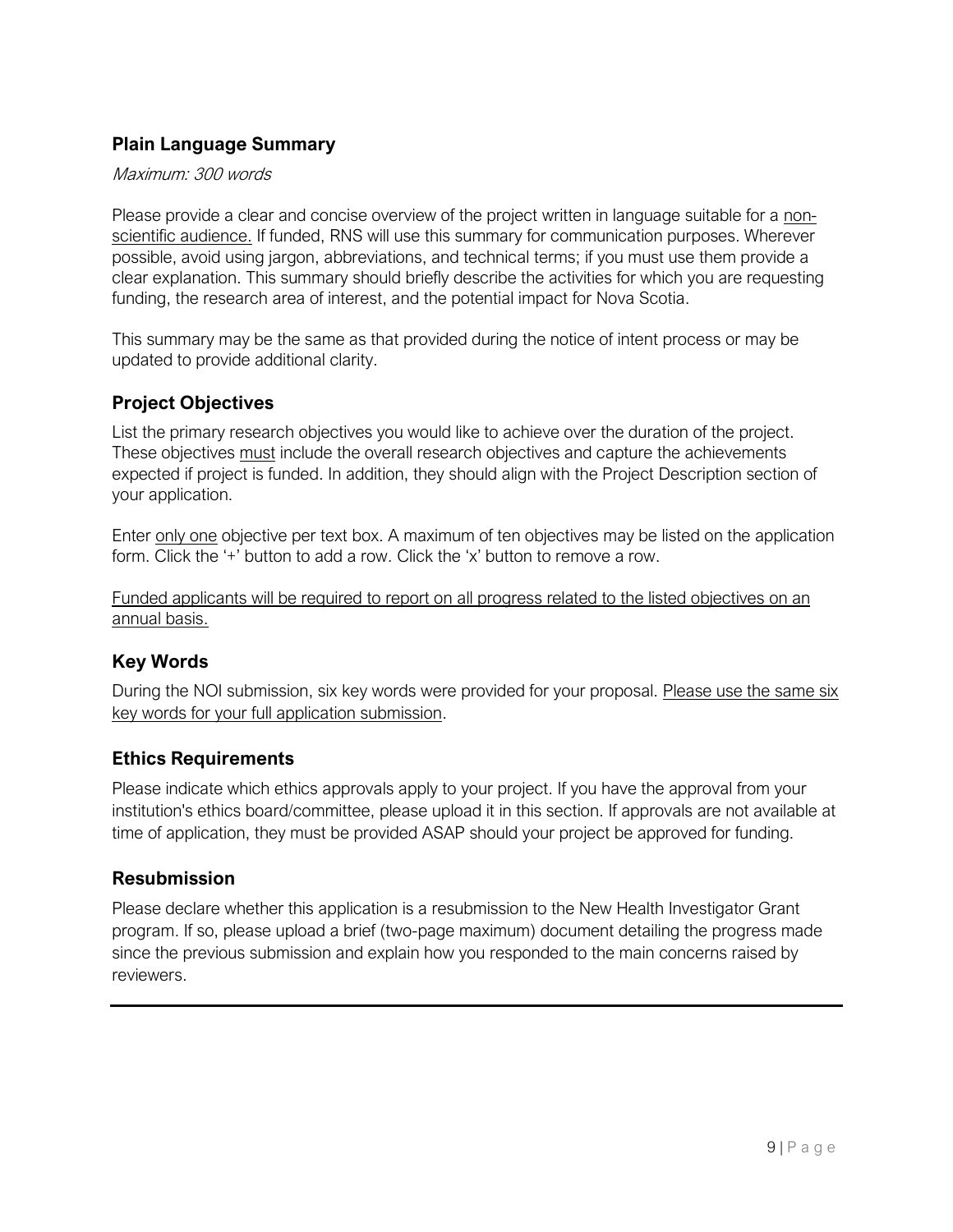## Plain Language Summary

*Maximum: 300 words*

Please provide a clear and concise overview of the project written in language suitable for a <u>non-scientific audience.</u> If funded, RNS will use this summary for communication purposes. Wherever possible, avoid using jargon, abbreviations, and technical terms; if you must use them provide a clear explanation. This summary should briefly describe the activities for which you are requesting funding, the research area of interest, and the potential impact for Nova Scotia.

This summary may be the same as that provided during the notice of intent process or may be updated to provide additional clarity.

## Project Objectives

List the primary research objectives you would like to achieve over the duration of the project. These objectives <u>must</u> include the overall research objectives and capture the achievements expected if project is funded. In addition, they should align with the Project Description section of your application.

Enter <u>only one</u> objective per text box. A maximum of ten objectives may be listed on the application form. Click the '+' button to add a row. Click the 'x' button to remove a row.

<u>Funded applicants will be required to report on all progress related to the listed objectives on an annual basis.</u>

## Key Words

During the NOI submission, six key words were provided for your proposal. <u>Please use the same six key words for your full application submission</u>.

## Ethics Requirements

Please indicate which ethics approvals apply to your project. If you have the approval from your institution's ethics board/committee, please upload it in this section. If approvals are not available at time of application, they must be provided ASAP should your project be approved for funding.

## Resubmission

Please declare whether this application is a resubmission to the New Health Investigator Grant program. If so, please upload a brief (two-page maximum) document detailing the progress made since the previous submission and explain how you responded to the main concerns raised by reviewers.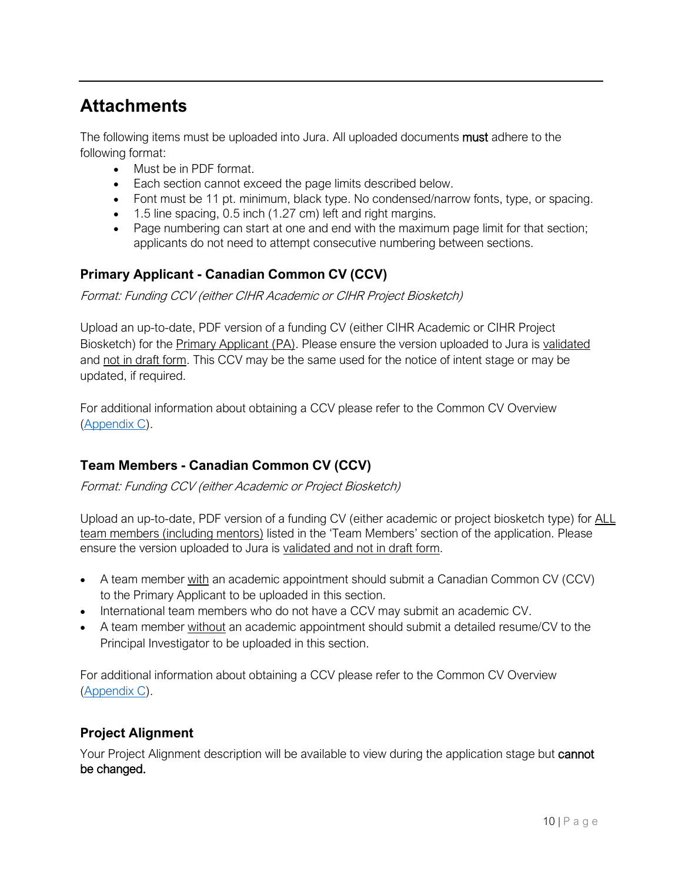# Attachments

The following items must be uploaded into Jura. All uploaded documents **must** adhere to the following format:

- Must be in PDF format.
- Each section cannot exceed the page limits described below.
- Font must be 11 pt. minimum, black type. No condensed/narrow fonts, type, or spacing.
- 1.5 line spacing, 0.5 inch (1.27 cm) left and right margins.
- Page numbering can start at one and end with the maximum page limit for that section; applicants do not need to attempt consecutive numbering between sections.

## Primary Applicant - Canadian Common CV (CCV)

*Format: Funding CCV (either CIHR Academic or CIHR Project Biosketch)*

Upload an up-to-date, PDF version of a funding CV (either CIHR Academic or CIHR Project Biosketch) for the Primary Applicant (PA). Please ensure the version uploaded to Jura is validated and not in draft form. This CCV may be the same used for the notice of intent stage or may be updated, if required.

For additional information about obtaining a CCV please refer to the Common CV Overview (Appendix C).

## Team Members - Canadian Common CV (CCV)

*Format: Funding CCV (either Academic or Project Biosketch)*

Upload an up-to-date, PDF version of a funding CV (either academic or project biosketch type) for ALL team members (including mentors) listed in the 'Team Members' section of the application. Please ensure the version uploaded to Jura is validated and not in draft form.

- A team member with an academic appointment should submit a Canadian Common CV (CCV) to the Primary Applicant to be uploaded in this section.
- International team members who do not have a CCV may submit an academic CV.
- A team member without an academic appointment should submit a detailed resume/CV to the Principal Investigator to be uploaded in this section.

For additional information about obtaining a CCV please refer to the Common CV Overview (Appendix C).

## Project Alignment

Your Project Alignment description will be available to view during the application stage but **cannot be changed.**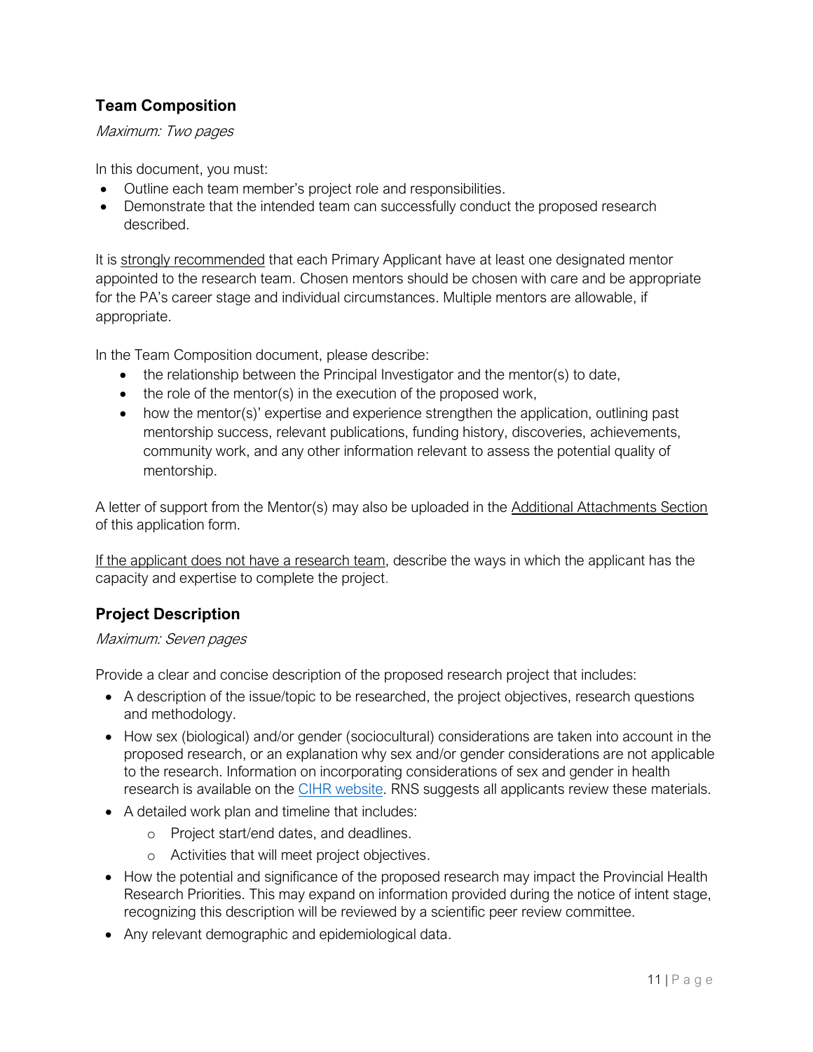## Team Composition

*Maximum: Two pages*

In this document, you must:

- Outline each team member's project role and responsibilities.
- Demonstrate that the intended team can successfully conduct the proposed research described.

It is strongly recommended that each Primary Applicant have at least one designated mentor appointed to the research team. Chosen mentors should be chosen with care and be appropriate for the PA's career stage and individual circumstances. Multiple mentors are allowable, if appropriate.

In the Team Composition document, please describe:

- the relationship between the Principal Investigator and the mentor(s) to date,
- the role of the mentor(s) in the execution of the proposed work,
- how the mentor(s)' expertise and experience strengthen the application, outlining past mentorship success, relevant publications, funding history, discoveries, achievements, community work, and any other information relevant to assess the potential quality of mentorship.

A letter of support from the Mentor(s) may also be uploaded in the Additional Attachments Section of this application form.

If the applicant does not have a research team, describe the ways in which the applicant has the capacity and expertise to complete the project.

## Project Description

*Maximum: Seven pages*

Provide a clear and concise description of the proposed research project that includes:

- A description of the issue/topic to be researched, the project objectives, research questions and methodology.
- How sex (biological) and/or gender (sociocultural) considerations are taken into account in the proposed research, or an explanation why sex and/or gender considerations are not applicable to the research. Information on incorporating considerations of sex and gender in health research is available on the CIHR website. RNS suggests all applicants review these materials.
- A detailed work plan and timeline that includes:
    - Project start/end dates, and deadlines.
    - Activities that will meet project objectives.
- How the potential and significance of the proposed research may impact the Provincial Health Research Priorities. This may expand on information provided during the notice of intent stage, recognizing this description will be reviewed by a scientific peer review committee.
- Any relevant demographic and epidemiological data.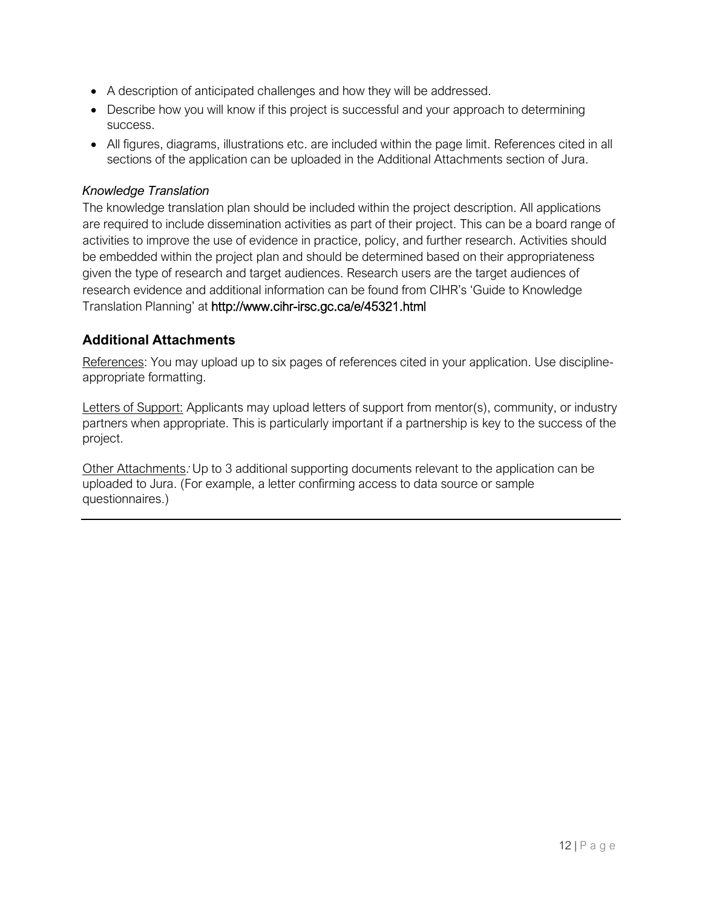- A description of anticipated challenges and how they will be addressed.
- Describe how you will know if this project is successful and your approach to determining success.
- All figures, diagrams, illustrations etc. are included within the page limit. References cited in all sections of the application can be uploaded in the Additional Attachments section of Jura.

*Knowledge Translation*

The knowledge translation plan should be included within the project description. All applications are required to include dissemination activities as part of their project. This can be a board range of activities to improve the use of evidence in practice, policy, and further research. Activities should be embedded within the project plan and should be determined based on their appropriateness given the type of research and target audiences. Research users are the target audiences of research evidence and additional information can be found from CIHR's 'Guide to Knowledge Translation Planning' at http://www.cihr-irsc.gc.ca/e/45321.html

## Additional Attachments

References: You may upload up to six pages of references cited in your application. Use discipline-appropriate formatting.

Letters of Support: Applicants may upload letters of support from mentor(s), community, or industry partners when appropriate. This is particularly important if a partnership is key to the success of the project.

Other Attachments: Up to 3 additional supporting documents relevant to the application can be uploaded to Jura. (For example, a letter confirming access to data source or sample questionnaires.)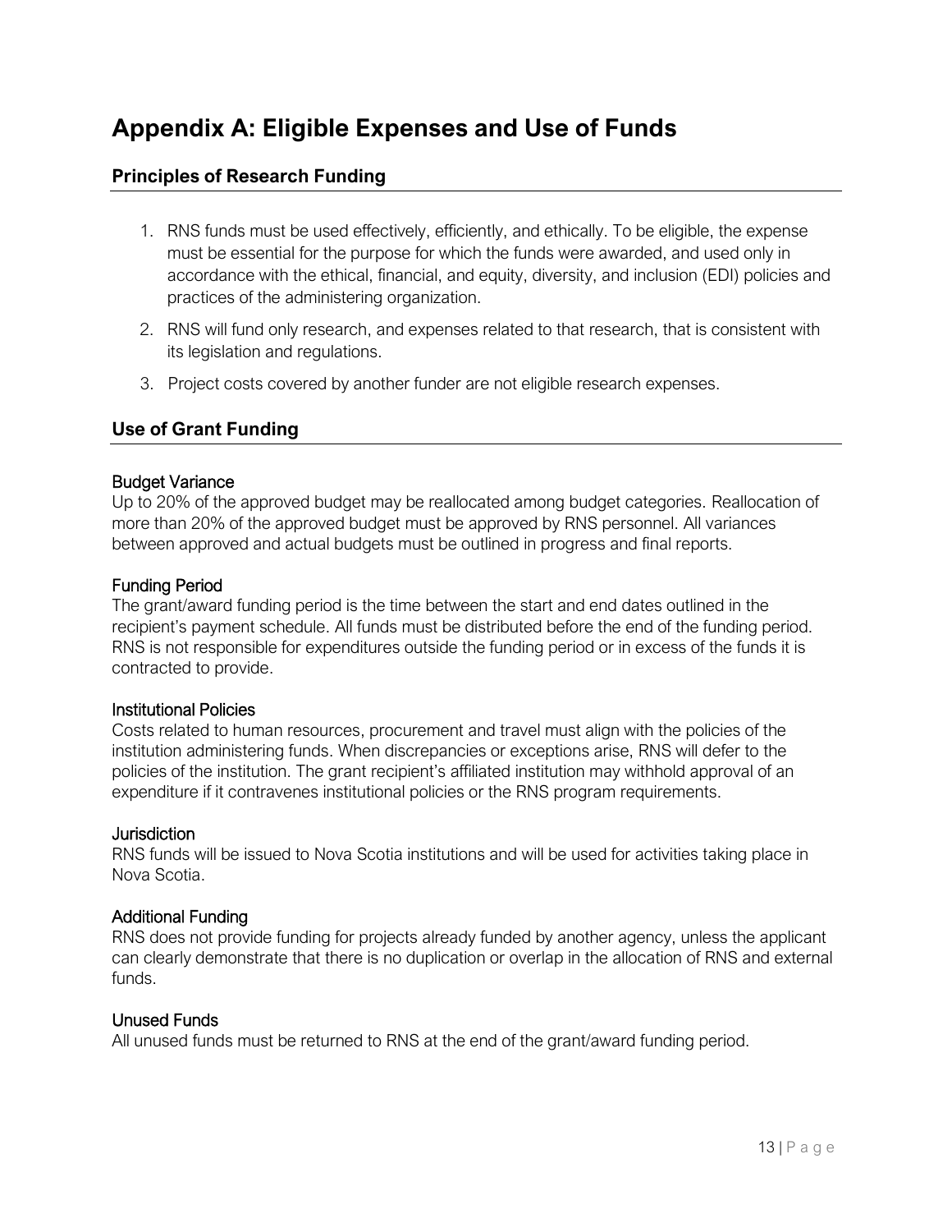# Appendix A: Eligible Expenses and Use of Funds

## Principles of Research Funding

1. RNS funds must be used effectively, efficiently, and ethically. To be eligible, the expense must be essential for the purpose for which the funds were awarded, and used only in accordance with the ethical, financial, and equity, diversity, and inclusion (EDI) policies and practices of the administering organization.
2. RNS will fund only research, and expenses related to that research, that is consistent with its legislation and regulations.
3. Project costs covered by another funder are not eligible research expenses.

## Use of Grant Funding

### Budget Variance

Up to 20% of the approved budget may be reallocated among budget categories. Reallocation of more than 20% of the approved budget must be approved by RNS personnel. All variances between approved and actual budgets must be outlined in progress and final reports.

### Funding Period

The grant/award funding period is the time between the start and end dates outlined in the recipient's payment schedule. All funds must be distributed before the end of the funding period. RNS is not responsible for expenditures outside the funding period or in excess of the funds it is contracted to provide.

### Institutional Policies

Costs related to human resources, procurement and travel must align with the policies of the institution administering funds. When discrepancies or exceptions arise, RNS will defer to the policies of the institution. The grant recipient's affiliated institution may withhold approval of an expenditure if it contravenes institutional policies or the RNS program requirements.

### Jurisdiction

RNS funds will be issued to Nova Scotia institutions and will be used for activities taking place in Nova Scotia.

### Additional Funding

RNS does not provide funding for projects already funded by another agency, unless the applicant can clearly demonstrate that there is no duplication or overlap in the allocation of RNS and external funds.

### Unused Funds

All unused funds must be returned to RNS at the end of the grant/award funding period.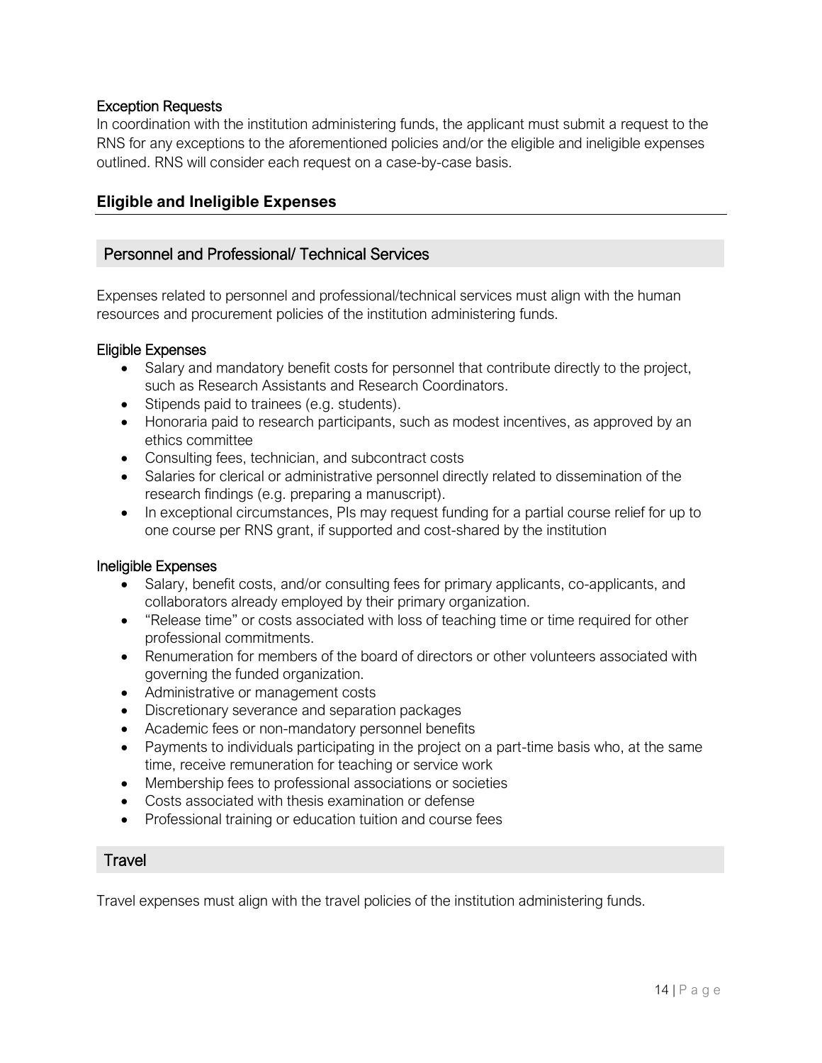### Exception Requests

In coordination with the institution administering funds, the applicant must submit a request to the RNS for any exceptions to the aforementioned policies and/or the eligible and ineligible expenses outlined. RNS will consider each request on a case-by-case basis.

## Eligible and Ineligible Expenses

### Personnel and Professional/ Technical Services

Expenses related to personnel and professional/technical services must align with the human resources and procurement policies of the institution administering funds.

#### Eligible Expenses

- Salary and mandatory benefit costs for personnel that contribute directly to the project, such as Research Assistants and Research Coordinators.
- Stipends paid to trainees (e.g. students).
- Honoraria paid to research participants, such as modest incentives, as approved by an ethics committee
- Consulting fees, technician, and subcontract costs
- Salaries for clerical or administrative personnel directly related to dissemination of the research findings (e.g. preparing a manuscript).
- In exceptional circumstances, PIs may request funding for a partial course relief for up to one course per RNS grant, if supported and cost-shared by the institution

#### Ineligible Expenses

- Salary, benefit costs, and/or consulting fees for primary applicants, co-applicants, and collaborators already employed by their primary organization.
- "Release time" or costs associated with loss of teaching time or time required for other professional commitments.
- Renumeration for members of the board of directors or other volunteers associated with governing the funded organization.
- Administrative or management costs
- Discretionary severance and separation packages
- Academic fees or non-mandatory personnel benefits
- Payments to individuals participating in the project on a part-time basis who, at the same time, receive remuneration for teaching or service work
- Membership fees to professional associations or societies
- Costs associated with thesis examination or defense
- Professional training or education tuition and course fees

### Travel

Travel expenses must align with the travel policies of the institution administering funds.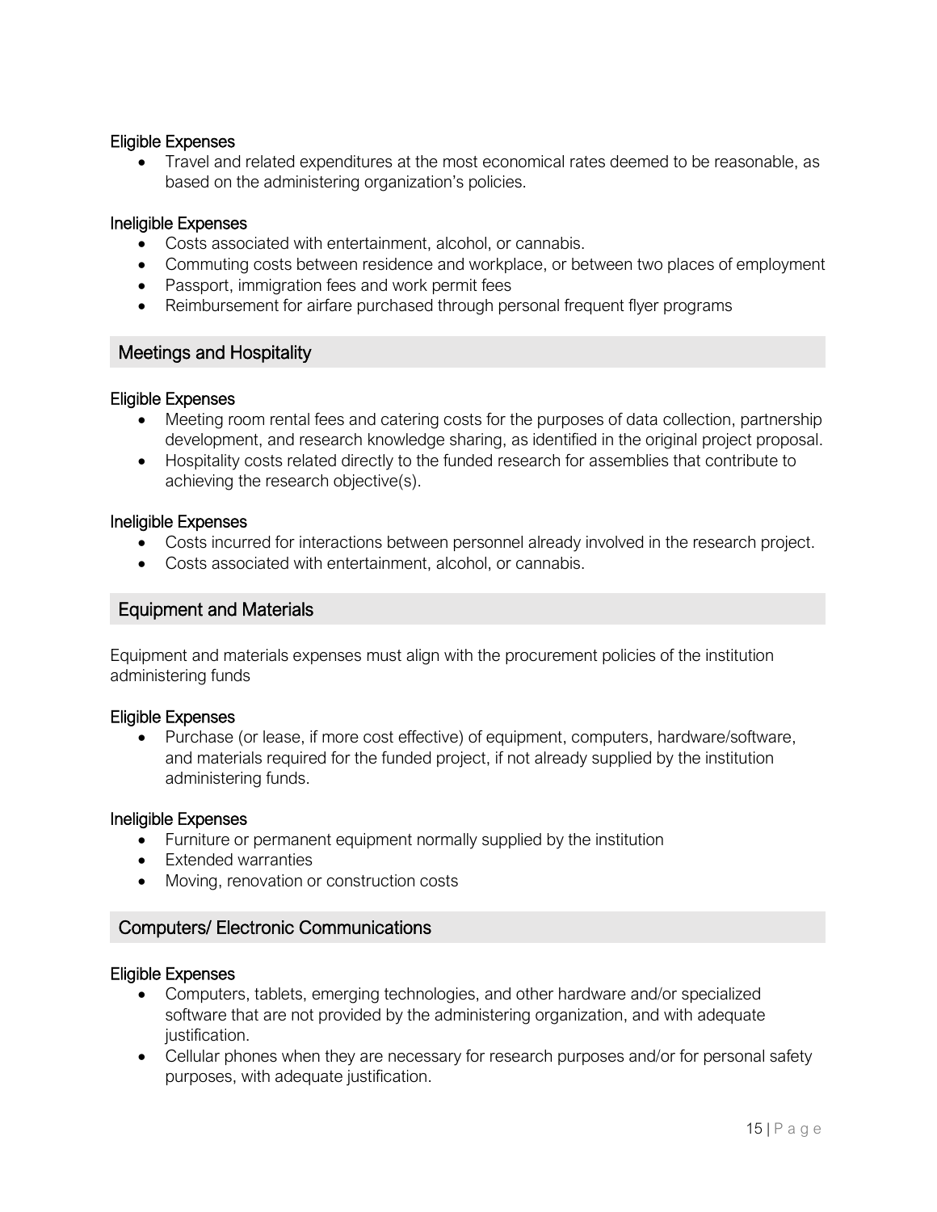#### Eligible Expenses

- Travel and related expenditures at the most economical rates deemed to be reasonable, as based on the administering organization's policies.

#### Ineligible Expenses

- Costs associated with entertainment, alcohol, or cannabis.
- Commuting costs between residence and workplace, or between two places of employment
- Passport, immigration fees and work permit fees
- Reimbursement for airfare purchased through personal frequent flyer programs

### Meetings and Hospitality

#### Eligible Expenses

- Meeting room rental fees and catering costs for the purposes of data collection, partnership development, and research knowledge sharing, as identified in the original project proposal.
- Hospitality costs related directly to the funded research for assemblies that contribute to achieving the research objective(s).

#### Ineligible Expenses

- Costs incurred for interactions between personnel already involved in the research project.
- Costs associated with entertainment, alcohol, or cannabis.

### Equipment and Materials

Equipment and materials expenses must align with the procurement policies of the institution administering funds

#### Eligible Expenses

- Purchase (or lease, if more cost effective) of equipment, computers, hardware/software, and materials required for the funded project, if not already supplied by the institution administering funds.

#### Ineligible Expenses

- Furniture or permanent equipment normally supplied by the institution
- Extended warranties
- Moving, renovation or construction costs

### Computers/ Electronic Communications

#### Eligible Expenses

- Computers, tablets, emerging technologies, and other hardware and/or specialized software that are not provided by the administering organization, and with adequate justification.
- Cellular phones when they are necessary for research purposes and/or for personal safety purposes, with adequate justification.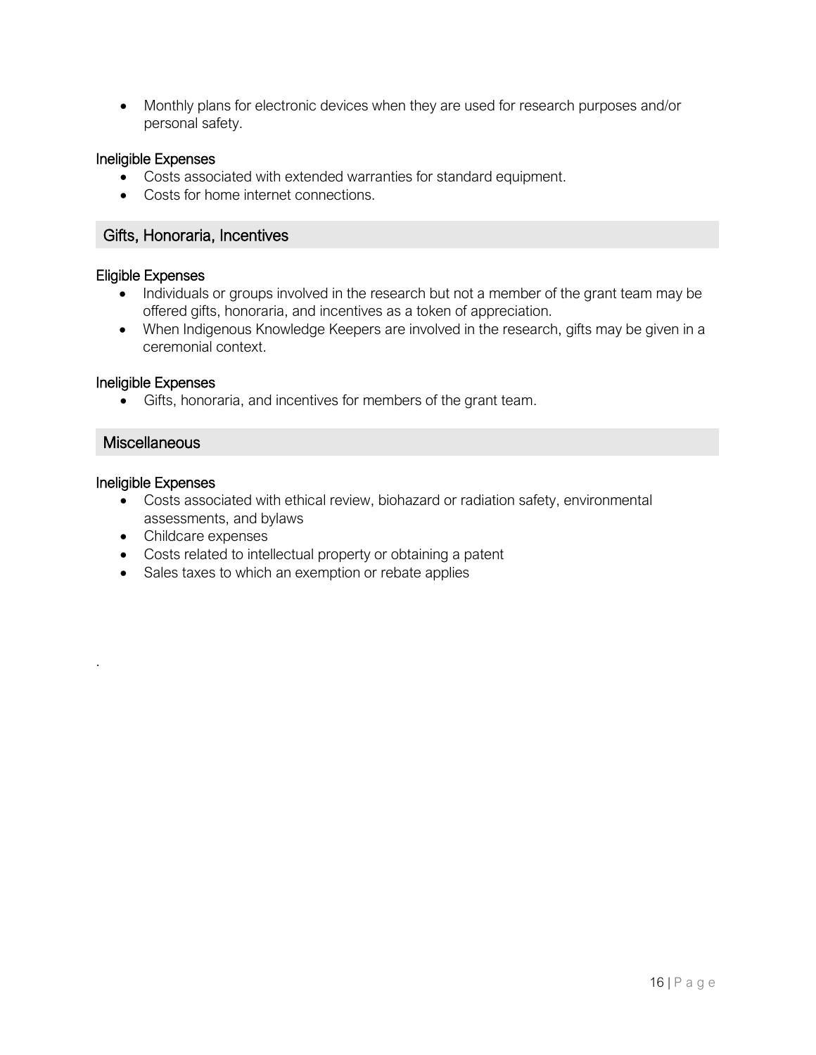- Monthly plans for electronic devices when they are used for research purposes and/or personal safety.

#### Ineligible Expenses

- Costs associated with extended warranties for standard equipment.
- Costs for home internet connections.

### Gifts, Honoraria, Incentives

#### Eligible Expenses

- Individuals or groups involved in the research but not a member of the grant team may be offered gifts, honoraria, and incentives as a token of appreciation.
- When Indigenous Knowledge Keepers are involved in the research, gifts may be given in a ceremonial context.

#### Ineligible Expenses

- Gifts, honoraria, and incentives for members of the grant team.

### Miscellaneous

#### Ineligible Expenses

- Costs associated with ethical review, biohazard or radiation safety, environmental assessments, and bylaws
- Childcare expenses
- Costs related to intellectual property or obtaining a patent
- Sales taxes to which an exemption or rebate applies

.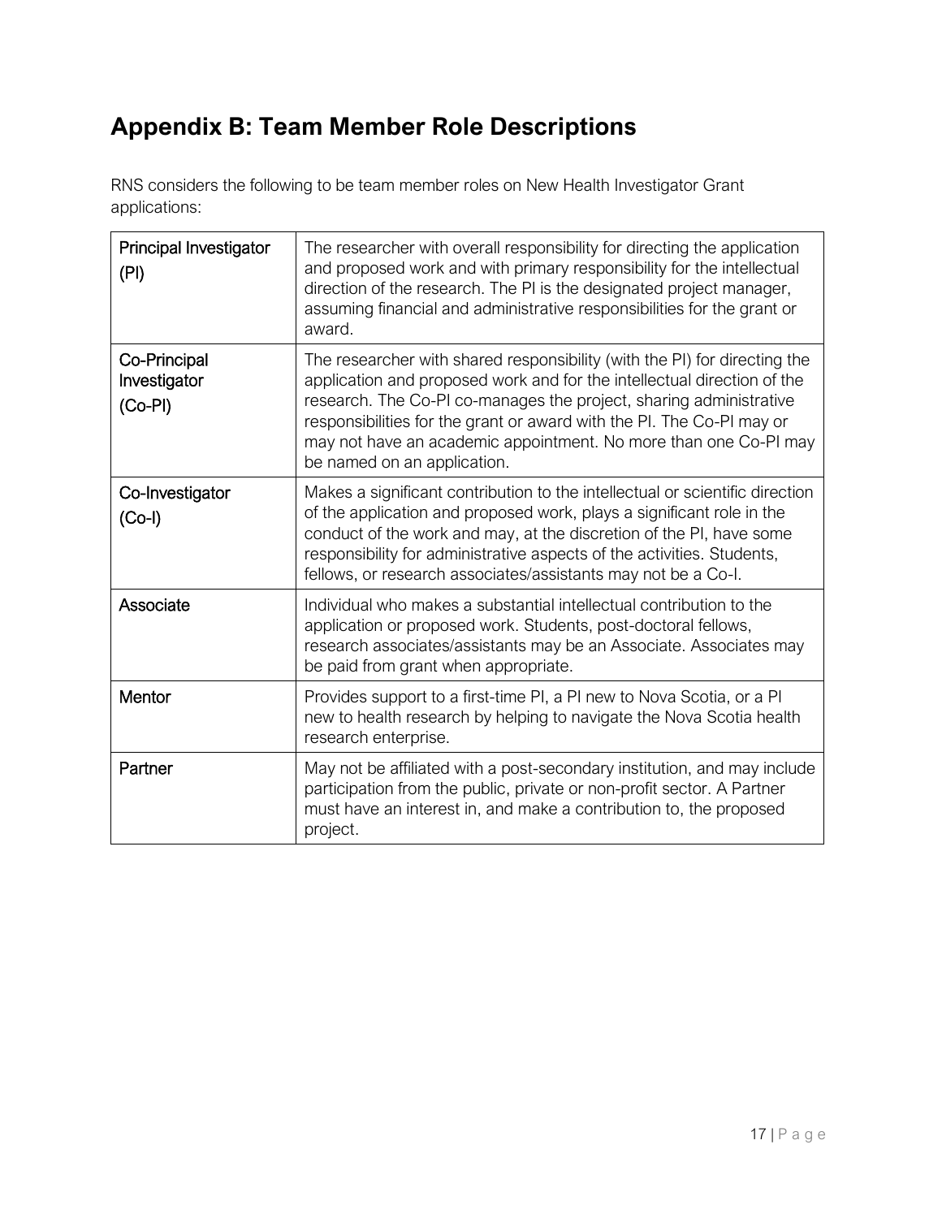# Appendix B: Team Member Role Descriptions

RNS considers the following to be team member roles on New Health Investigator Grant applications:

| Role | Description |
|---|---|
| Principal Investigator (PI) | The researcher with overall responsibility for directing the application and proposed work and with primary responsibility for the intellectual direction of the research. The PI is the designated project manager, assuming financial and administrative responsibilities for the grant or award. |
| Co-Principal Investigator (Co-PI) | The researcher with shared responsibility (with the PI) for directing the application and proposed work and for the intellectual direction of the research. The Co-PI co-manages the project, sharing administrative responsibilities for the grant or award with the PI. The Co-PI may or may not have an academic appointment. No more than one Co-PI may be named on an application. |
| Co-Investigator (Co-I) | Makes a significant contribution to the intellectual or scientific direction of the application and proposed work, plays a significant role in the conduct of the work and may, at the discretion of the PI, have some responsibility for administrative aspects of the activities. Students, fellows, or research associates/assistants may not be a Co-I. |
| Associate | Individual who makes a substantial intellectual contribution to the application or proposed work. Students, post-doctoral fellows, research associates/assistants may be an Associate. Associates may be paid from grant when appropriate. |
| Mentor | Provides support to a first-time PI, a PI new to Nova Scotia, or a PI new to health research by helping to navigate the Nova Scotia health research enterprise. |
| Partner | May not be affiliated with a post-secondary institution, and may include participation from the public, private or non-profit sector. A Partner must have an interest in, and make a contribution to, the proposed project. |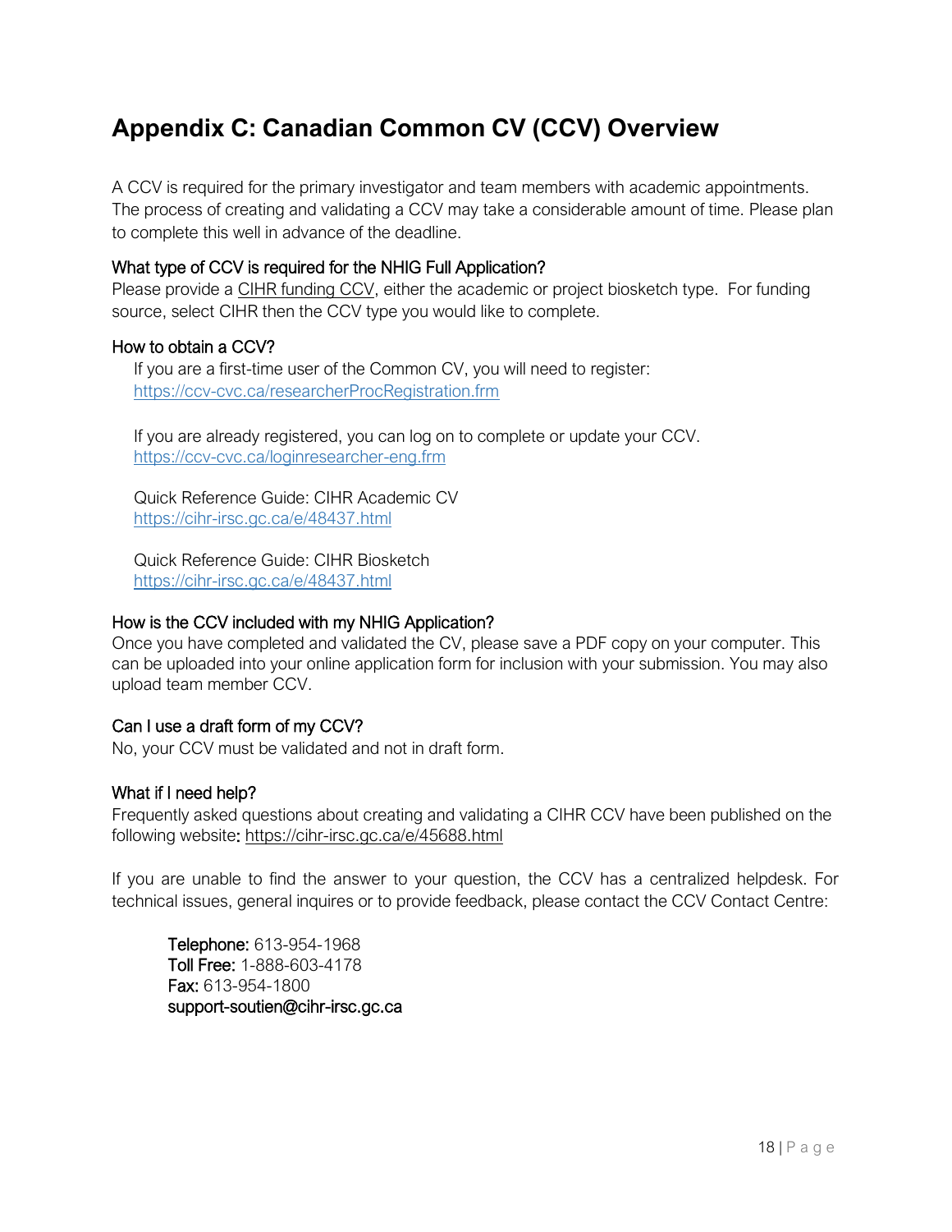# Appendix C: Canadian Common CV (CCV) Overview

A CCV is required for the primary investigator and team members with academic appointments. The process of creating and validating a CCV may take a considerable amount of time. Please plan to complete this well in advance of the deadline.

### What type of CCV is required for the NHIG Full Application?

Please provide a CIHR funding CCV, either the academic or project biosketch type. For funding source, select CIHR then the CCV type you would like to complete.

### How to obtain a CCV?

If you are a first-time user of the Common CV, you will need to register:
https://ccv-cvc.ca/researcherProcRegistration.frm

If you are already registered, you can log on to complete or update your CCV.
https://ccv-cvc.ca/loginresearcher-eng.frm

Quick Reference Guide: CIHR Academic CV
https://cihr-irsc.gc.ca/e/48437.html

Quick Reference Guide: CIHR Biosketch
https://cihr-irsc.gc.ca/e/48437.html

### How is the CCV included with my NHIG Application?

Once you have completed and validated the CV, please save a PDF copy on your computer. This can be uploaded into your online application form for inclusion with your submission. You may also upload team member CCV.

### Can I use a draft form of my CCV?

No, your CCV must be validated and not in draft form.

### What if I need help?

Frequently asked questions about creating and validating a CIHR CCV have been published on the following website: https://cihr-irsc.gc.ca/e/45688.html

If you are unable to find the answer to your question, the CCV has a centralized helpdesk. For technical issues, general inquires or to provide feedback, please contact the CCV Contact Centre:

**Telephone:** 613-954-1968
**Toll Free:** 1-888-603-4178
**Fax:** 613-954-1800
support-soutien@cihr-irsc.gc.ca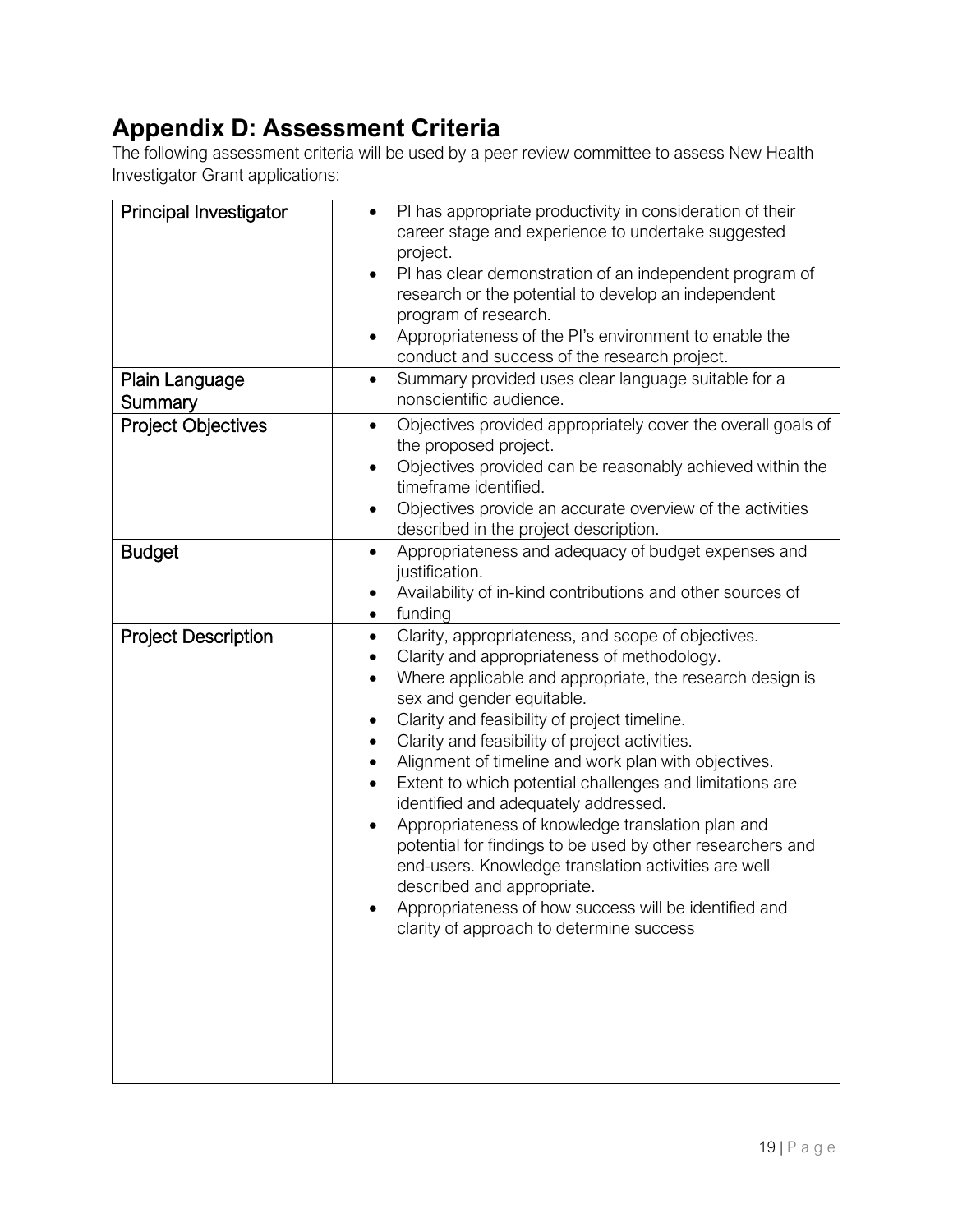## Appendix D: Assessment Criteria

The following assessment criteria will be used by a peer review committee to assess New Health Investigator Grant applications:

| | |
|---|---|
| Principal Investigator | • PI has appropriate productivity in consideration of their career stage and experience to undertake suggested project.<br>• PI has clear demonstration of an independent program of research or the potential to develop an independent program of research.<br>• Appropriateness of the PI's environment to enable the conduct and success of the research project. |
| Plain Language Summary | • Summary provided uses clear language suitable for a nonscientific audience. |
| Project Objectives | • Objectives provided appropriately cover the overall goals of the proposed project.<br>• Objectives provided can be reasonably achieved within the timeframe identified.<br>• Objectives provide an accurate overview of the activities described in the project description. |
| Budget | • Appropriateness and adequacy of budget expenses and justification.<br>• Availability of in-kind contributions and other sources of<br>• funding |
| Project Description | • Clarity, appropriateness, and scope of objectives.<br>• Clarity and appropriateness of methodology.<br>• Where applicable and appropriate, the research design is sex and gender equitable.<br>• Clarity and feasibility of project timeline.<br>• Clarity and feasibility of project activities.<br>• Alignment of timeline and work plan with objectives.<br>• Extent to which potential challenges and limitations are identified and adequately addressed.<br>• Appropriateness of knowledge translation plan and potential for findings to be used by other researchers and end-users. Knowledge translation activities are well described and appropriate.<br>• Appropriateness of how success will be identified and clarity of approach to determine success |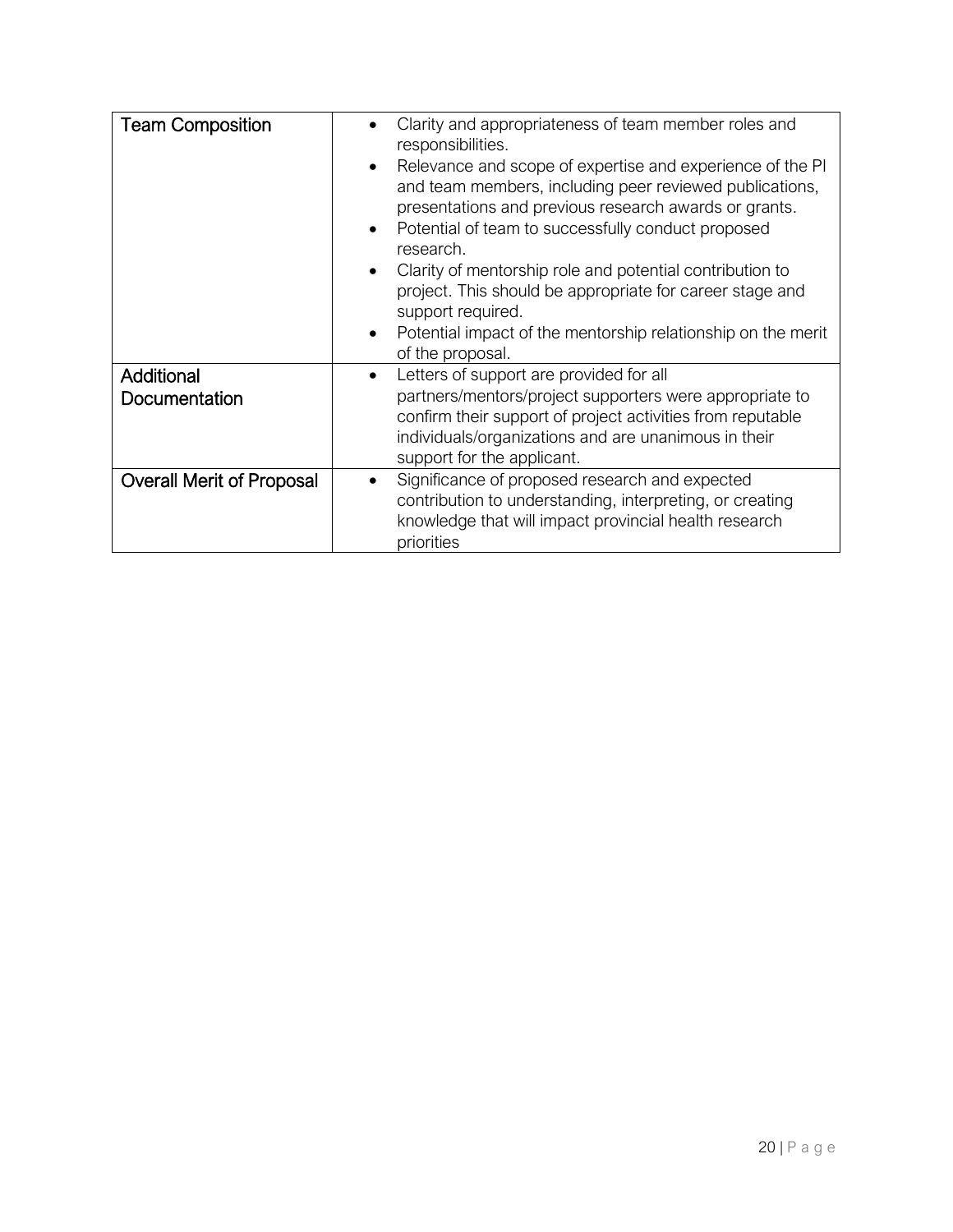| | |
|---|---|
| Team Composition | • Clarity and appropriateness of team member roles and responsibilities.<br>• Relevance and scope of expertise and experience of the PI and team members, including peer reviewed publications, presentations and previous research awards or grants.<br>• Potential of team to successfully conduct proposed research.<br>• Clarity of mentorship role and potential contribution to project. This should be appropriate for career stage and support required.<br>• Potential impact of the mentorship relationship on the merit of the proposal. |
| Additional Documentation | • Letters of support are provided for all partners/mentors/project supporters were appropriate to confirm their support of project activities from reputable individuals/organizations and are unanimous in their support for the applicant. |
| Overall Merit of Proposal | • Significance of proposed research and expected contribution to understanding, interpreting, or creating knowledge that will impact provincial health research priorities |